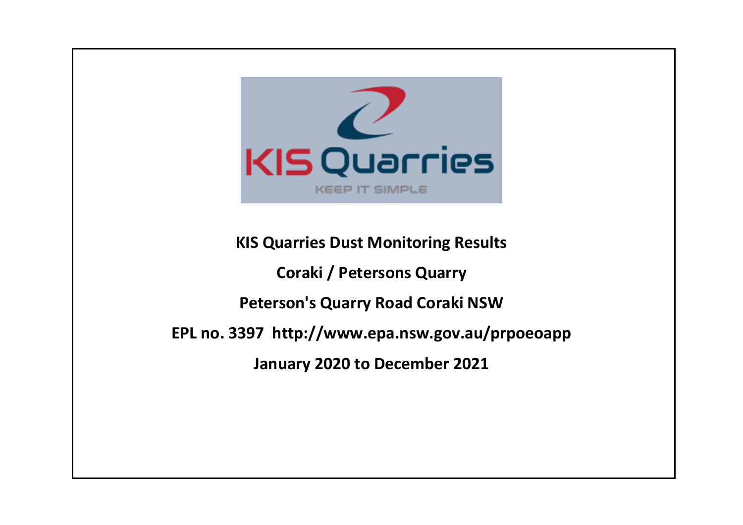**KIS Quarries Dust Monitoring Results**

**Coraki / Petersons Quarry**

**Peterson's Quarry Road Coraki NSW**

**EPL no. 3397 http://www.epa.nsw.gov.au/prpoeoapp**

**January 2020 to December 2021**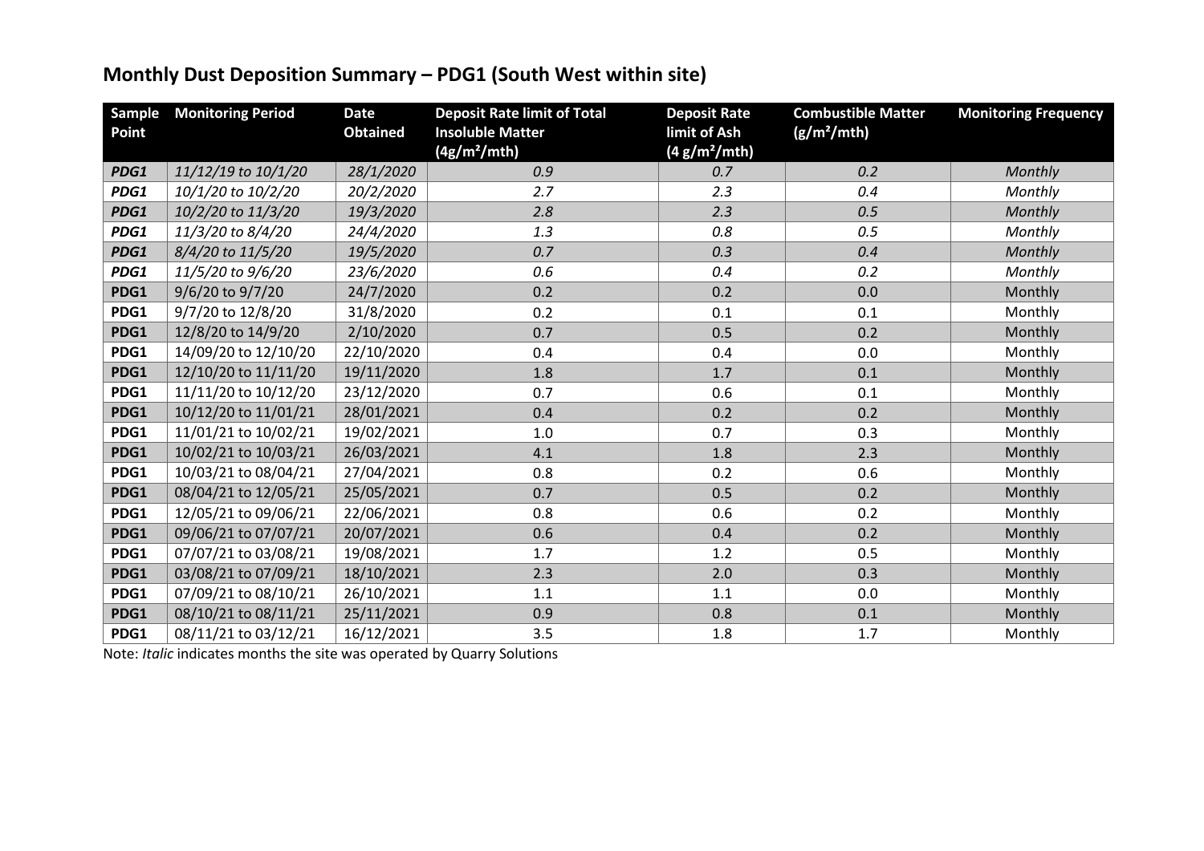## Monthly Dust Deposition Summary – PDG1 (South West within site)

| Sample Point | Monitoring Period | Date Obtained | Deposit Rate limit of Total Insoluble Matter ($4 g/m^2/mth$) | Deposit Rate limit of Ash ($4 g/m^2/mth$) | Combustible Matter ($g/m^2/mth$) | Monitoring Frequency |
|---|---|---|---|---|---|---|
| ***PDG1*** | *11/12/19 to 10/1/20* | *28/1/2020* | *0.9* | *0.7* | *0.2* | *Monthly* |
| ***PDG1*** | *10/1/20 to 10/2/20* | *20/2/2020* | *2.7* | *2.3* | *0.4* | *Monthly* |
| ***PDG1*** | *10/2/20 to 11/3/20* | *19/3/2020* | *2.8* | *2.3* | *0.5* | *Monthly* |
| ***PDG1*** | *11/3/20 to 8/4/20* | *24/4/2020* | *1.3* | *0.8* | *0.5* | *Monthly* |
| ***PDG1*** | *8/4/20 to 11/5/20* | *19/5/2020* | *0.7* | *0.3* | *0.4* | *Monthly* |
| ***PDG1*** | *11/5/20 to 9/6/20* | *23/6/2020* | *0.6* | *0.4* | *0.2* | *Monthly* |
| **PDG1** | 9/6/20 to 9/7/20 | 24/7/2020 | 0.2 | 0.2 | 0.0 | Monthly |
| **PDG1** | 9/7/20 to 12/8/20 | 31/8/2020 | 0.2 | 0.1 | 0.1 | Monthly |
| **PDG1** | 12/8/20 to 14/9/20 | 2/10/2020 | 0.7 | 0.5 | 0.2 | Monthly |
| **PDG1** | 14/09/20 to 12/10/20 | 22/10/2020 | 0.4 | 0.4 | 0.0 | Monthly |
| **PDG1** | 12/10/20 to 11/11/20 | 19/11/2020 | 1.8 | 1.7 | 0.1 | Monthly |
| **PDG1** | 11/11/20 to 10/12/20 | 23/12/2020 | 0.7 | 0.6 | 0.1 | Monthly |
| **PDG1** | 10/12/20 to 11/01/21 | 28/01/2021 | 0.4 | 0.2 | 0.2 | Monthly |
| **PDG1** | 11/01/21 to 10/02/21 | 19/02/2021 | 1.0 | 0.7 | 0.3 | Monthly |
| **PDG1** | 10/02/21 to 10/03/21 | 26/03/2021 | 4.1 | 1.8 | 2.3 | Monthly |
| **PDG1** | 10/03/21 to 08/04/21 | 27/04/2021 | 0.8 | 0.2 | 0.6 | Monthly |
| **PDG1** | 08/04/21 to 12/05/21 | 25/05/2021 | 0.7 | 0.5 | 0.2 | Monthly |
| **PDG1** | 12/05/21 to 09/06/21 | 22/06/2021 | 0.8 | 0.6 | 0.2 | Monthly |
| **PDG1** | 09/06/21 to 07/07/21 | 20/07/2021 | 0.6 | 0.4 | 0.2 | Monthly |
| **PDG1** | 07/07/21 to 03/08/21 | 19/08/2021 | 1.7 | 1.2 | 0.5 | Monthly |
| **PDG1** | 03/08/21 to 07/09/21 | 18/10/2021 | 2.3 | 2.0 | 0.3 | Monthly |
| **PDG1** | 07/09/21 to 08/10/21 | 26/10/2021 | 1.1 | 1.1 | 0.0 | Monthly |
| **PDG1** | 08/10/21 to 08/11/21 | 25/11/2021 | 0.9 | 0.8 | 0.1 | Monthly |
| **PDG1** | 08/11/21 to 03/12/21 | 16/12/2021 | 3.5 | 1.8 | 1.7 | Monthly |

Note: *Italic* indicates months the site was operated by Quarry Solutions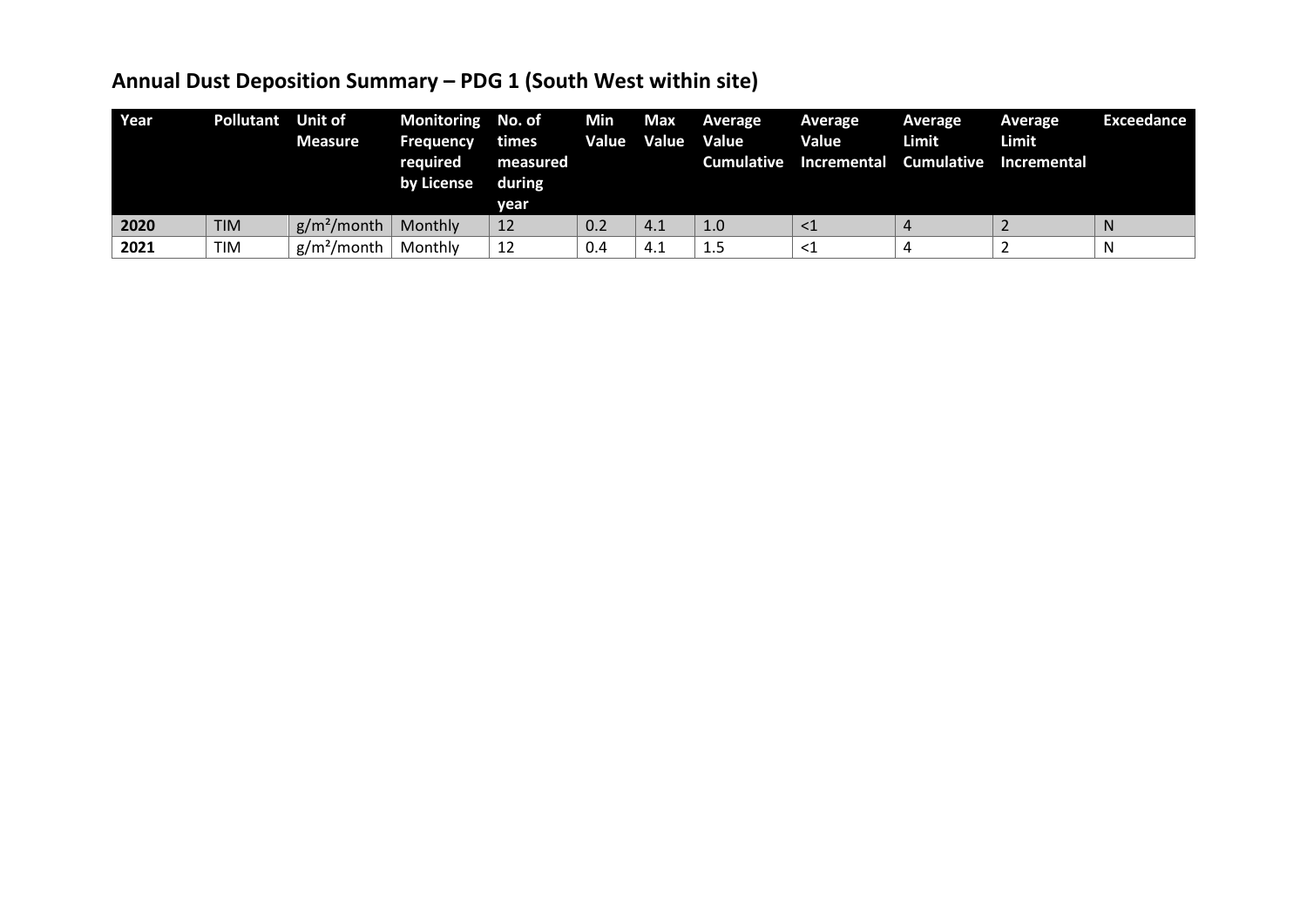## Annual Dust Deposition Summary – PDG 1 (South West within site)

| Year | Pollutant | Unit of Measure | Monitoring Frequency required by License | No. of times measured during year | Min Value | Max Value | Average Value Cumulative | Average Value Incremental | Average Limit Cumulative | Average Limit Incremental | Exceedance |
|---|---|---|---|---|---|---|---|---|---|---|---|
| **2020** | TIM | $g/m^2/month$ | Monthly | 12 | 0.2 | 4.1 | 1.0 | <1 | 4 | 2 | N |
| **2021** | TIM | $g/m^2/month$ | Monthly | 12 | 0.4 | 4.1 | 1.5 | <1 | 4 | 2 | N |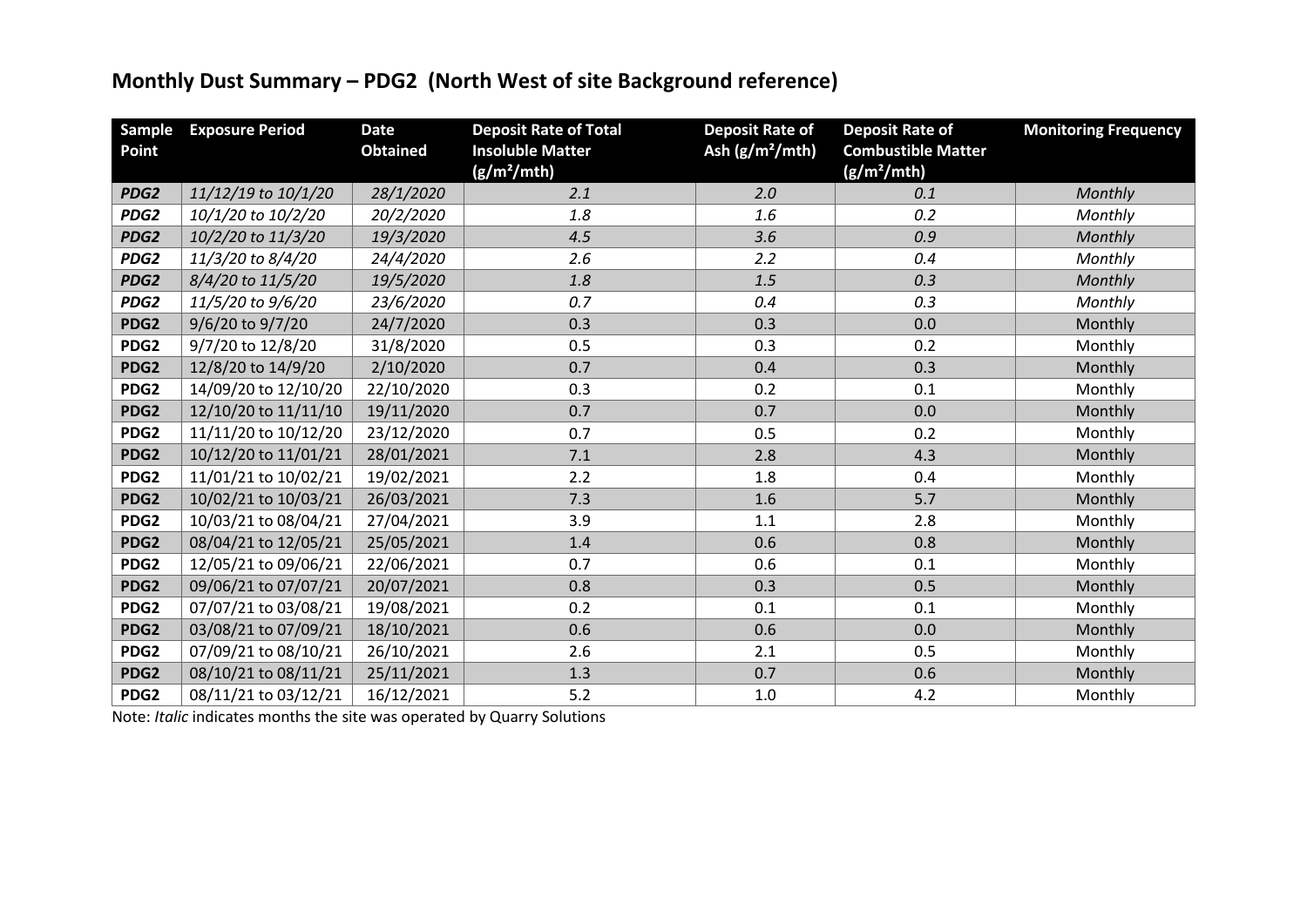## Monthly Dust Summary – PDG2 (North West of site Background reference)

| Sample Point | Exposure Period | Date Obtained | Deposit Rate of Total Insoluble Matter ($g/m^2/mth$) | Deposit Rate of Ash ($g/m^2/mth$) | Deposit Rate of Combustible Matter ($g/m^2/mth$) | Monitoring Frequency |
|---|---|---|---|---|---|---|
| ***PDG2*** | *11/12/19 to 10/1/20* | *28/1/2020* | *2.1* | *2.0* | *0.1* | *Monthly* |
| ***PDG2*** | *10/1/20 to 10/2/20* | *20/2/2020* | *1.8* | *1.6* | *0.2* | *Monthly* |
| ***PDG2*** | *10/2/20 to 11/3/20* | *19/3/2020* | *4.5* | *3.6* | *0.9* | *Monthly* |
| ***PDG2*** | *11/3/20 to 8/4/20* | *24/4/2020* | *2.6* | *2.2* | *0.4* | *Monthly* |
| ***PDG2*** | *8/4/20 to 11/5/20* | *19/5/2020* | *1.8* | *1.5* | *0.3* | *Monthly* |
| ***PDG2*** | *11/5/20 to 9/6/20* | *23/6/2020* | *0.7* | *0.4* | *0.3* | *Monthly* |
| **PDG2** | 9/6/20 to 9/7/20 | 24/7/2020 | 0.3 | 0.3 | 0.0 | Monthly |
| **PDG2** | 9/7/20 to 12/8/20 | 31/8/2020 | 0.5 | 0.3 | 0.2 | Monthly |
| **PDG2** | 12/8/20 to 14/9/20 | 2/10/2020 | 0.7 | 0.4 | 0.3 | Monthly |
| **PDG2** | 14/09/20 to 12/10/20 | 22/10/2020 | 0.3 | 0.2 | 0.1 | Monthly |
| **PDG2** | 12/10/20 to 11/11/10 | 19/11/2020 | 0.7 | 0.7 | 0.0 | Monthly |
| **PDG2** | 11/11/20 to 10/12/20 | 23/12/2020 | 0.7 | 0.5 | 0.2 | Monthly |
| **PDG2** | 10/12/20 to 11/01/21 | 28/01/2021 | 7.1 | 2.8 | 4.3 | Monthly |
| **PDG2** | 11/01/21 to 10/02/21 | 19/02/2021 | 2.2 | 1.8 | 0.4 | Monthly |
| **PDG2** | 10/02/21 to 10/03/21 | 26/03/2021 | 7.3 | 1.6 | 5.7 | Monthly |
| **PDG2** | 10/03/21 to 08/04/21 | 27/04/2021 | 3.9 | 1.1 | 2.8 | Monthly |
| **PDG2** | 08/04/21 to 12/05/21 | 25/05/2021 | 1.4 | 0.6 | 0.8 | Monthly |
| **PDG2** | 12/05/21 to 09/06/21 | 22/06/2021 | 0.7 | 0.6 | 0.1 | Monthly |
| **PDG2** | 09/06/21 to 07/07/21 | 20/07/2021 | 0.8 | 0.3 | 0.5 | Monthly |
| **PDG2** | 07/07/21 to 03/08/21 | 19/08/2021 | 0.2 | 0.1 | 0.1 | Monthly |
| **PDG2** | 03/08/21 to 07/09/21 | 18/10/2021 | 0.6 | 0.6 | 0.0 | Monthly |
| **PDG2** | 07/09/21 to 08/10/21 | 26/10/2021 | 2.6 | 2.1 | 0.5 | Monthly |
| **PDG2** | 08/10/21 to 08/11/21 | 25/11/2021 | 1.3 | 0.7 | 0.6 | Monthly |
| **PDG2** | 08/11/21 to 03/12/21 | 16/12/2021 | 5.2 | 1.0 | 4.2 | Monthly |

Note: *Italic* indicates months the site was operated by Quarry Solutions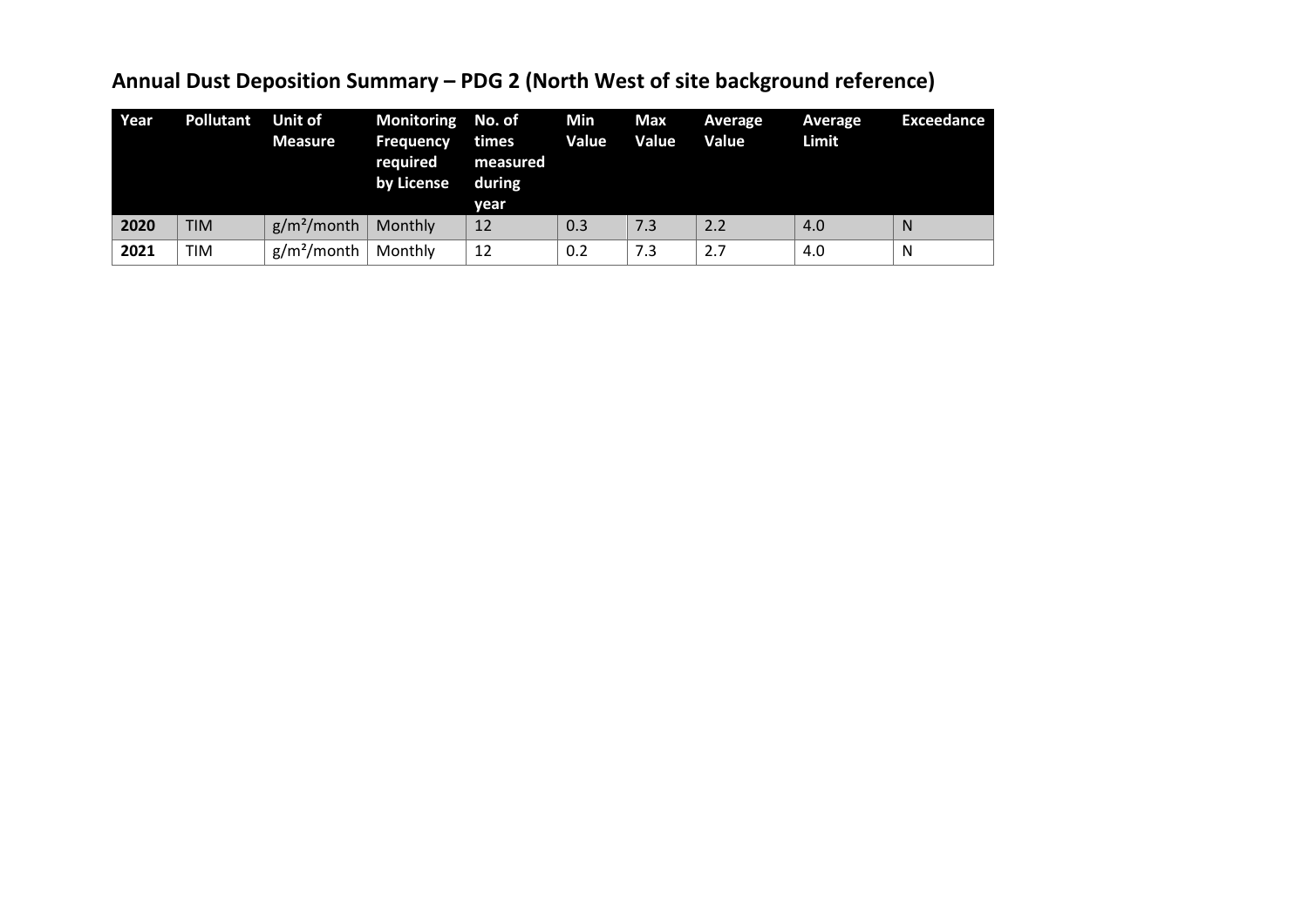## Annual Dust Deposition Summary – PDG 2 (North West of site background reference)

| Year | Pollutant | Unit of Measure | Monitoring Frequency required by License | No. of times measured during year | Min Value | Max Value | Average Value | Average Limit | Exceedance |
|---|---|---|---|---|---|---|---|---|---|
| **2020** | TIM | $g/m^2$/month | Monthly | 12 | 0.3 | 7.3 | 2.2 | 4.0 | N |
| **2021** | TIM | $g/m^2$/month | Monthly | 12 | 0.2 | 7.3 | 2.7 | 4.0 | N |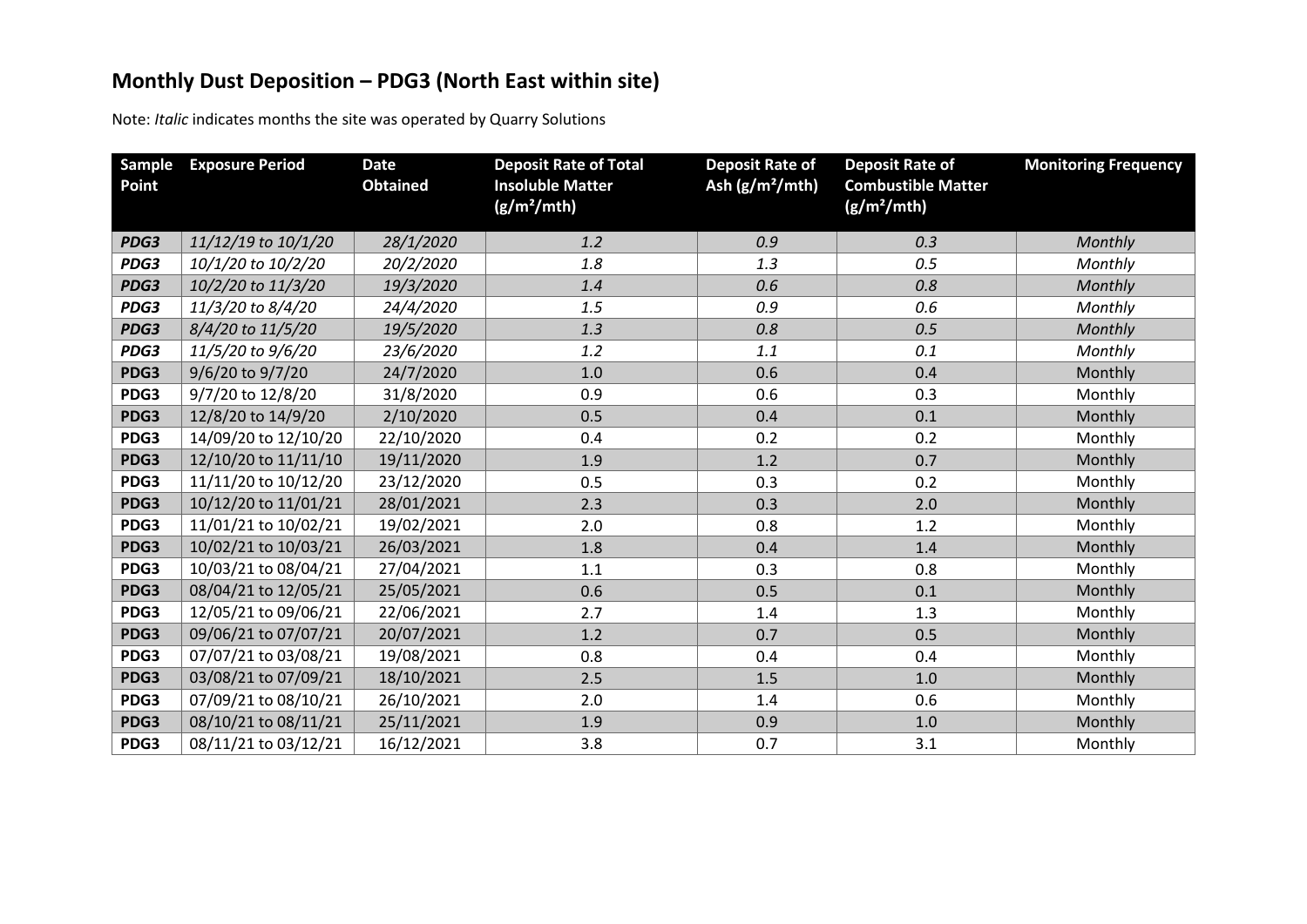# Monthly Dust Deposition – PDG3 (North East within site)

Note: *Italic* indicates months the site was operated by Quarry Solutions

| Sample Point | Exposure Period | Date Obtained | Deposit Rate of Total Insoluble Matter ($g/m^2/mth$) | Deposit Rate of Ash ($g/m^2/mth$) | Deposit Rate of Combustible Matter ($g/m^2/mth$) | Monitoring Frequency |
|---|---|---|---|---|---|---|
| ***PDG3*** | *11/12/19 to 10/1/20* | *28/1/2020* | *1.2* | *0.9* | *0.3* | *Monthly* |
| ***PDG3*** | *10/1/20 to 10/2/20* | *20/2/2020* | *1.8* | *1.3* | *0.5* | *Monthly* |
| ***PDG3*** | *10/2/20 to 11/3/20* | *19/3/2020* | *1.4* | *0.6* | *0.8* | *Monthly* |
| ***PDG3*** | *11/3/20 to 8/4/20* | *24/4/2020* | *1.5* | *0.9* | *0.6* | *Monthly* |
| ***PDG3*** | *8/4/20 to 11/5/20* | *19/5/2020* | *1.3* | *0.8* | *0.5* | *Monthly* |
| ***PDG3*** | *11/5/20 to 9/6/20* | *23/6/2020* | *1.2* | *1.1* | *0.1* | *Monthly* |
| **PDG3** | 9/6/20 to 9/7/20 | 24/7/2020 | 1.0 | 0.6 | 0.4 | Monthly |
| **PDG3** | 9/7/20 to 12/8/20 | 31/8/2020 | 0.9 | 0.6 | 0.3 | Monthly |
| **PDG3** | 12/8/20 to 14/9/20 | 2/10/2020 | 0.5 | 0.4 | 0.1 | Monthly |
| **PDG3** | 14/09/20 to 12/10/20 | 22/10/2020 | 0.4 | 0.2 | 0.2 | Monthly |
| **PDG3** | 12/10/20 to 11/11/10 | 19/11/2020 | 1.9 | 1.2 | 0.7 | Monthly |
| **PDG3** | 11/11/20 to 10/12/20 | 23/12/2020 | 0.5 | 0.3 | 0.2 | Monthly |
| **PDG3** | 10/12/20 to 11/01/21 | 28/01/2021 | 2.3 | 0.3 | 2.0 | Monthly |
| **PDG3** | 11/01/21 to 10/02/21 | 19/02/2021 | 2.0 | 0.8 | 1.2 | Monthly |
| **PDG3** | 10/02/21 to 10/03/21 | 26/03/2021 | 1.8 | 0.4 | 1.4 | Monthly |
| **PDG3** | 10/03/21 to 08/04/21 | 27/04/2021 | 1.1 | 0.3 | 0.8 | Monthly |
| **PDG3** | 08/04/21 to 12/05/21 | 25/05/2021 | 0.6 | 0.5 | 0.1 | Monthly |
| **PDG3** | 12/05/21 to 09/06/21 | 22/06/2021 | 2.7 | 1.4 | 1.3 | Monthly |
| **PDG3** | 09/06/21 to 07/07/21 | 20/07/2021 | 1.2 | 0.7 | 0.5 | Monthly |
| **PDG3** | 07/07/21 to 03/08/21 | 19/08/2021 | 0.8 | 0.4 | 0.4 | Monthly |
| **PDG3** | 03/08/21 to 07/09/21 | 18/10/2021 | 2.5 | 1.5 | 1.0 | Monthly |
| **PDG3** | 07/09/21 to 08/10/21 | 26/10/2021 | 2.0 | 1.4 | 0.6 | Monthly |
| **PDG3** | 08/10/21 to 08/11/21 | 25/11/2021 | 1.9 | 0.9 | 1.0 | Monthly |
| **PDG3** | 08/11/21 to 03/12/21 | 16/12/2021 | 3.8 | 0.7 | 3.1 | Monthly |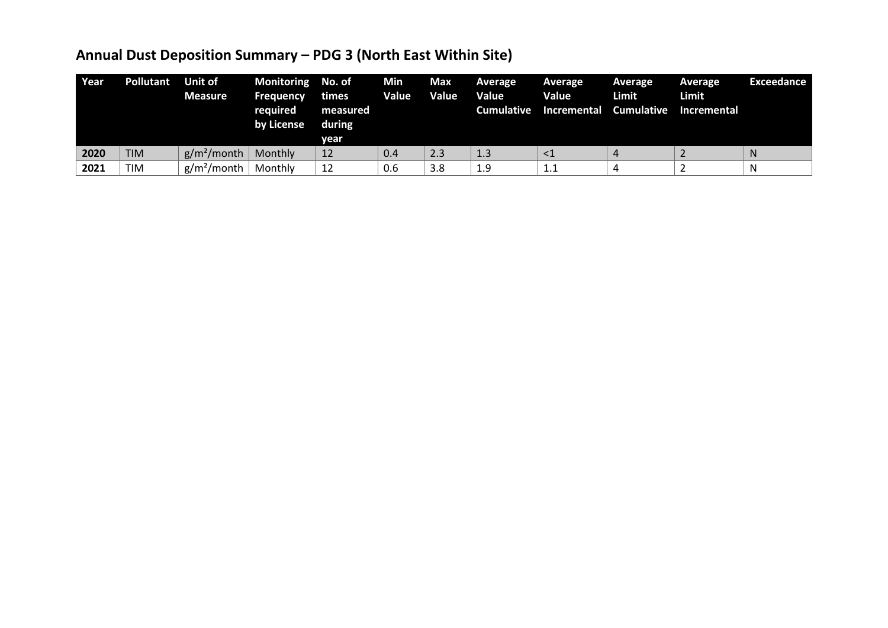## Annual Dust Deposition Summary – PDG 3 (North East Within Site)

| Year | Pollutant | Unit of Measure | Monitoring Frequency required by License | No. of times measured during year | Min Value | Max Value | Average Value Cumulative | Average Value Incremental | Average Limit Cumulative | Average Limit Incremental | Exceedance |
|---|---|---|---|---|---|---|---|---|---|---|---|
| **2020** | TIM | $g/m^2$/month | Monthly | 12 | 0.4 | 2.3 | 1.3 | <1 | 4 | 2 | N |
| **2021** | TIM | $g/m^2$/month | Monthly | 12 | 0.6 | 3.8 | 1.9 | 1.1 | 4 | 2 | N |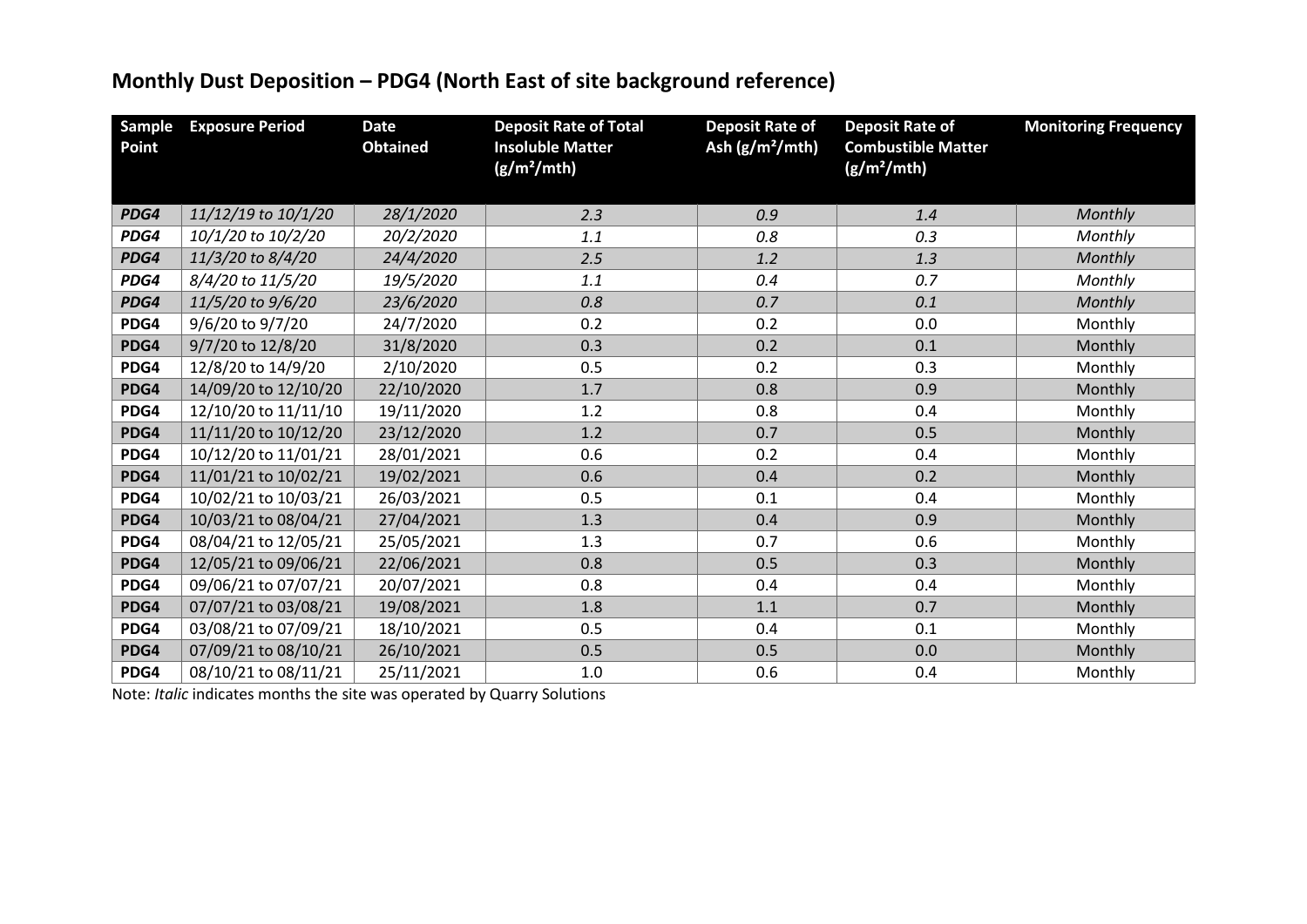## Monthly Dust Deposition – PDG4 (North East of site background reference)

| Sample Point | Exposure Period | Date Obtained | Deposit Rate of Total Insoluble Matter ($g/m^2/mth$) | Deposit Rate of Ash ($g/m^2/mth$) | Deposit Rate of Combustible Matter ($g/m^2/mth$) | Monitoring Frequency |
|---|---|---|---|---|---|---|
| ***PDG4*** | *11/12/19 to 10/1/20* | *28/1/2020* | *2.3* | *0.9* | *1.4* | *Monthly* |
| ***PDG4*** | *10/1/20 to 10/2/20* | *20/2/2020* | *1.1* | *0.8* | *0.3* | *Monthly* |
| ***PDG4*** | *11/3/20 to 8/4/20* | *24/4/2020* | *2.5* | *1.2* | *1.3* | *Monthly* |
| ***PDG4*** | *8/4/20 to 11/5/20* | *19/5/2020* | *1.1* | *0.4* | *0.7* | *Monthly* |
| ***PDG4*** | *11/5/20 to 9/6/20* | *23/6/2020* | *0.8* | *0.7* | *0.1* | *Monthly* |
| **PDG4** | 9/6/20 to 9/7/20 | 24/7/2020 | 0.2 | 0.2 | 0.0 | Monthly |
| **PDG4** | 9/7/20 to 12/8/20 | 31/8/2020 | 0.3 | 0.2 | 0.1 | Monthly |
| **PDG4** | 12/8/20 to 14/9/20 | 2/10/2020 | 0.5 | 0.2 | 0.3 | Monthly |
| **PDG4** | 14/09/20 to 12/10/20 | 22/10/2020 | 1.7 | 0.8 | 0.9 | Monthly |
| **PDG4** | 12/10/20 to 11/11/10 | 19/11/2020 | 1.2 | 0.8 | 0.4 | Monthly |
| **PDG4** | 11/11/20 to 10/12/20 | 23/12/2020 | 1.2 | 0.7 | 0.5 | Monthly |
| **PDG4** | 10/12/20 to 11/01/21 | 28/01/2021 | 0.6 | 0.2 | 0.4 | Monthly |
| **PDG4** | 11/01/21 to 10/02/21 | 19/02/2021 | 0.6 | 0.4 | 0.2 | Monthly |
| **PDG4** | 10/02/21 to 10/03/21 | 26/03/2021 | 0.5 | 0.1 | 0.4 | Monthly |
| **PDG4** | 10/03/21 to 08/04/21 | 27/04/2021 | 1.3 | 0.4 | 0.9 | Monthly |
| **PDG4** | 08/04/21 to 12/05/21 | 25/05/2021 | 1.3 | 0.7 | 0.6 | Monthly |
| **PDG4** | 12/05/21 to 09/06/21 | 22/06/2021 | 0.8 | 0.5 | 0.3 | Monthly |
| **PDG4** | 09/06/21 to 07/07/21 | 20/07/2021 | 0.8 | 0.4 | 0.4 | Monthly |
| **PDG4** | 07/07/21 to 03/08/21 | 19/08/2021 | 1.8 | 1.1 | 0.7 | Monthly |
| **PDG4** | 03/08/21 to 07/09/21 | 18/10/2021 | 0.5 | 0.4 | 0.1 | Monthly |
| **PDG4** | 07/09/21 to 08/10/21 | 26/10/2021 | 0.5 | 0.5 | 0.0 | Monthly |
| **PDG4** | 08/10/21 to 08/11/21 | 25/11/2021 | 1.0 | 0.6 | 0.4 | Monthly |

Note: *Italic* indicates months the site was operated by Quarry Solutions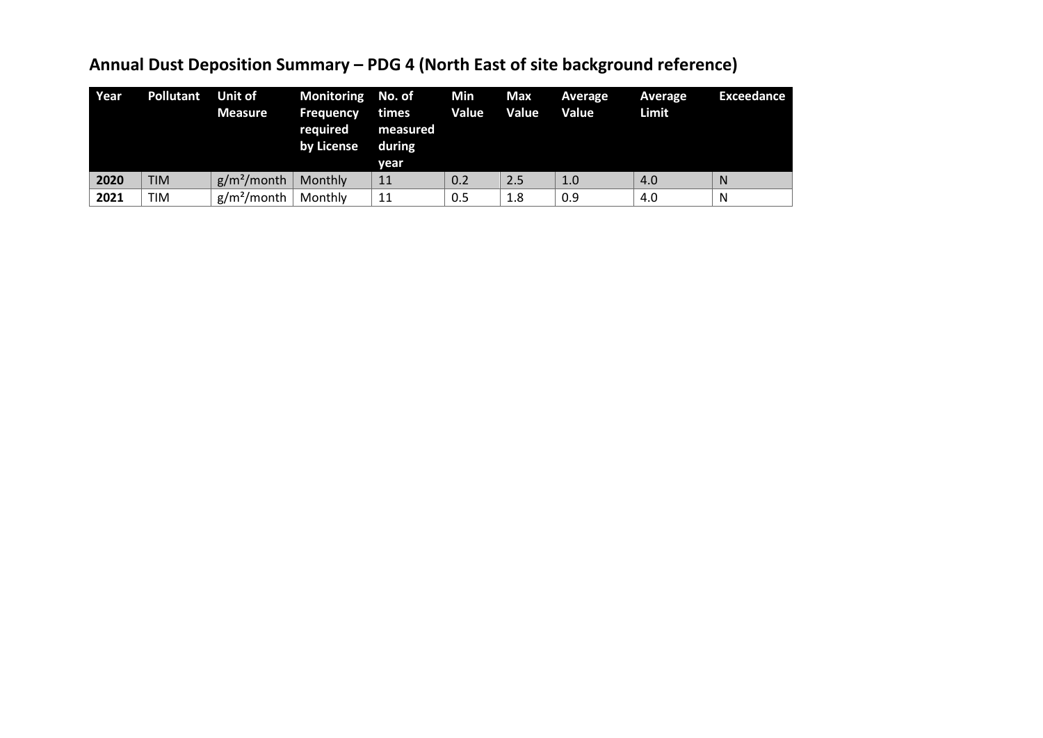## Annual Dust Deposition Summary – PDG 4 (North East of site background reference)

| Year | Pollutant | Unit of Measure | Monitoring Frequency required by License | No. of times measured during year | Min Value | Max Value | Average Value | Average Limit | Exceedance |
|---|---|---|---|---|---|---|---|---|---|
| **2020** | TIM | $g/m^2$/month | Monthly | 11 | 0.2 | 2.5 | 1.0 | 4.0 | N |
| **2021** | TIM | $g/m^2$/month | Monthly | 11 | 0.5 | 1.8 | 0.9 | 4.0 | N |